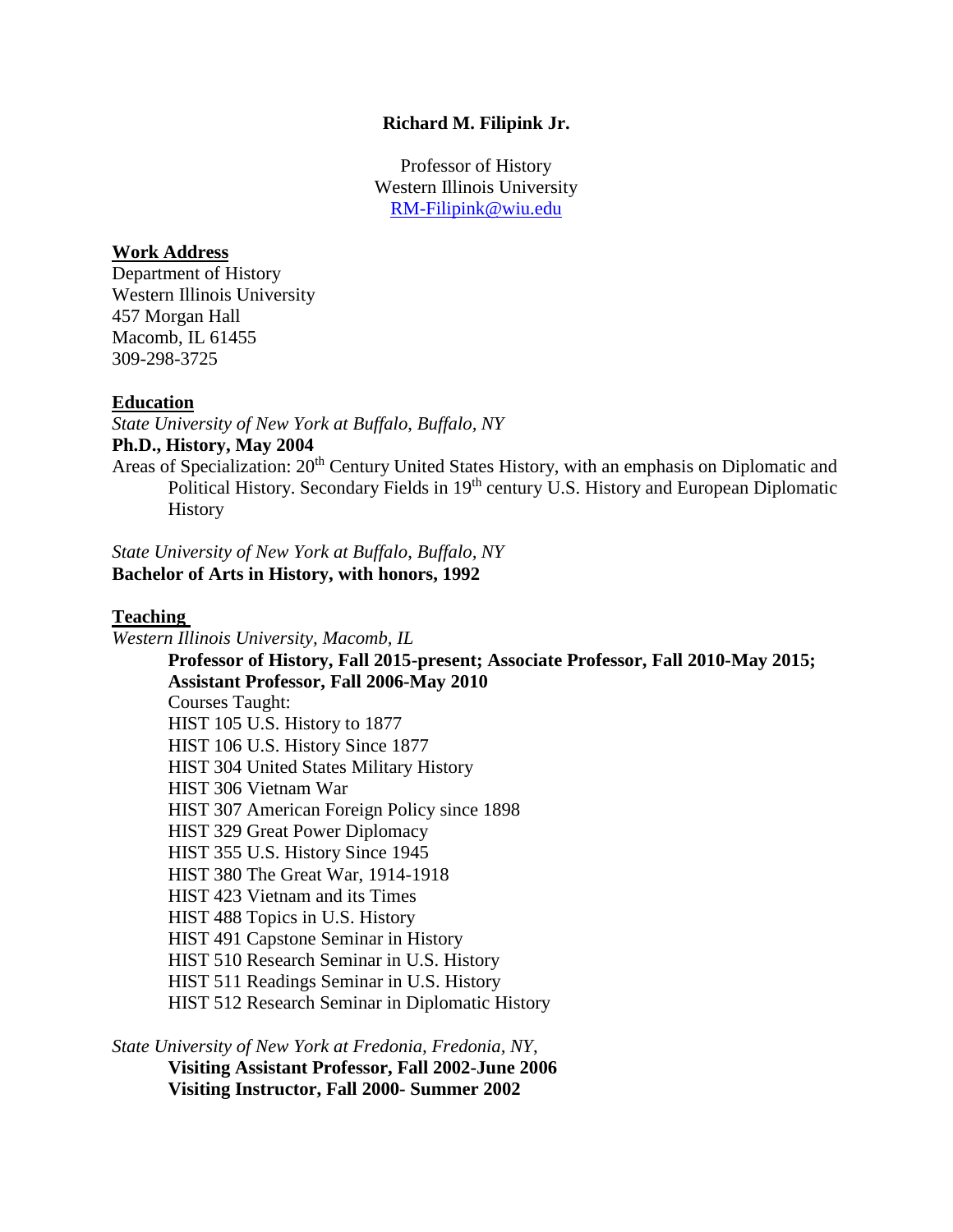**Richard M. Filipink Jr.**

Professor of History
Western Illinois University
[RM-Filipink@wiu.edu](mailto:RM-Filipink@wiu.edu)

## Work Address

Department of History
Western Illinois University
457 Morgan Hall
Macomb, IL 61455
309-298-3725

## Education

*State University of New York at Buffalo, Buffalo, NY*
**Ph.D., History, May 2004**
Areas of Specialization: 20th Century United States History, with an emphasis on Diplomatic and Political History. Secondary Fields in 19th century U.S. History and European Diplomatic History

*State University of New York at Buffalo, Buffalo, NY*
**Bachelor of Arts in History, with honors, 1992**

## Teaching

*Western Illinois University, Macomb, IL*

**Professor of History, Fall 2015-present; Associate Professor, Fall 2010-May 2015; Assistant Professor, Fall 2006-May 2010**

Courses Taught:
HIST 105 U.S. History to 1877
HIST 106 U.S. History Since 1877
HIST 304 United States Military History
HIST 306 Vietnam War
HIST 307 American Foreign Policy since 1898
HIST 329 Great Power Diplomacy
HIST 355 U.S. History Since 1945
HIST 380 The Great War, 1914-1918
HIST 423 Vietnam and its Times
HIST 488 Topics in U.S. History
HIST 491 Capstone Seminar in History
HIST 510 Research Seminar in U.S. History
HIST 511 Readings Seminar in U.S. History
HIST 512 Research Seminar in Diplomatic History

*State University of New York at Fredonia, Fredonia, NY*,

**Visiting Assistant Professor, Fall 2002-June 2006**
**Visiting Instructor, Fall 2000- Summer 2002**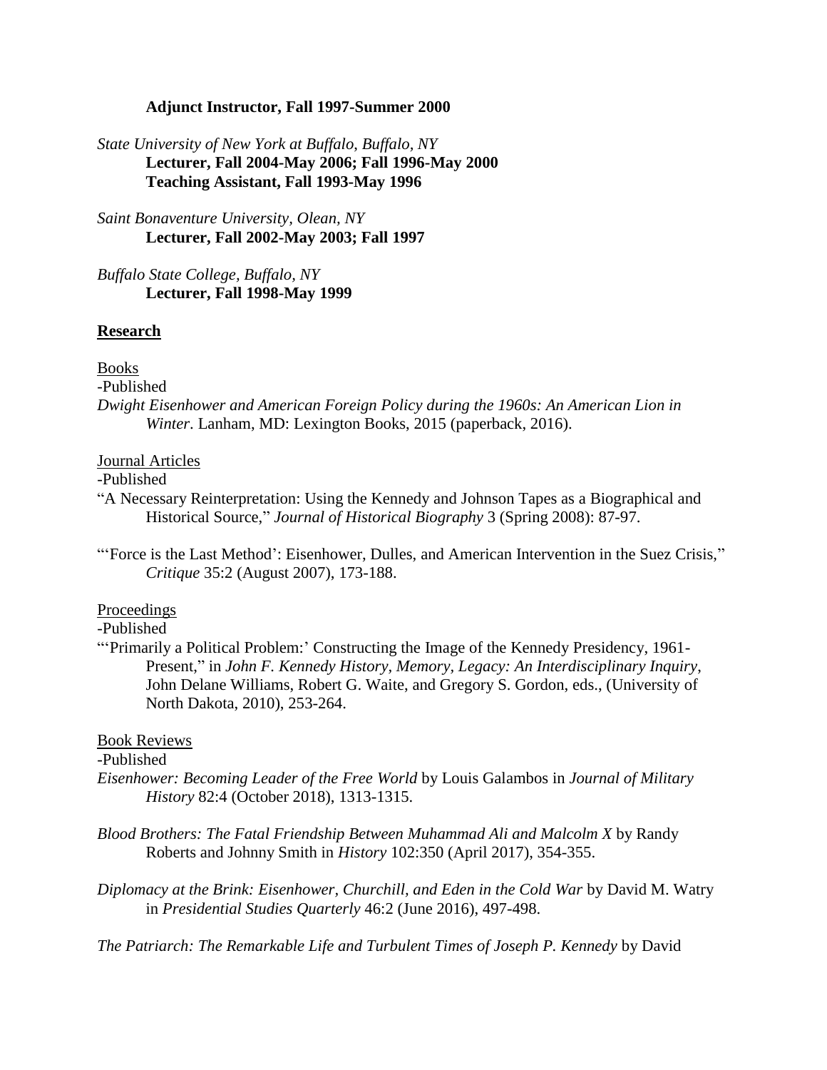**Adjunct Instructor, Fall 1997-Summer 2000**

*State University of New York at Buffalo, Buffalo, NY*
**Lecturer, Fall 2004-May 2006; Fall 1996-May 2000**
**Teaching Assistant, Fall 1993-May 1996**

*Saint Bonaventure University, Olean, NY*
**Lecturer, Fall 2002-May 2003; Fall 1997**

*Buffalo State College, Buffalo, NY*
**Lecturer, Fall 1998-May 1999**

## Research

Books

-Published

*Dwight Eisenhower and American Foreign Policy during the 1960s: An American Lion in Winter.* Lanham, MD: Lexington Books, 2015 (paperback, 2016).

Journal Articles

-Published

"A Necessary Reinterpretation: Using the Kennedy and Johnson Tapes as a Biographical and Historical Source," *Journal of Historical Biography* 3 (Spring 2008): 87-97.

"'Force is the Last Method': Eisenhower, Dulles, and American Intervention in the Suez Crisis," *Critique* 35:2 (August 2007), 173-188.

Proceedings

-Published

"'Primarily a Political Problem:' Constructing the Image of the Kennedy Presidency, 1961-Present," in *John F. Kennedy History, Memory, Legacy: An Interdisciplinary Inquiry*, John Delane Williams, Robert G. Waite, and Gregory S. Gordon, eds., (University of North Dakota, 2010), 253-264.

Book Reviews

-Published

*Eisenhower: Becoming Leader of the Free World* by Louis Galambos in *Journal of Military History* 82:4 (October 2018), 1313-1315.

*Blood Brothers: The Fatal Friendship Between Muhammad Ali and Malcolm X* by Randy Roberts and Johnny Smith in *History* 102:350 (April 2017), 354-355.

*Diplomacy at the Brink: Eisenhower, Churchill, and Eden in the Cold War* by David M. Watry in *Presidential Studies Quarterly* 46:2 (June 2016), 497-498.

*The Patriarch: The Remarkable Life and Turbulent Times of Joseph P. Kennedy* by David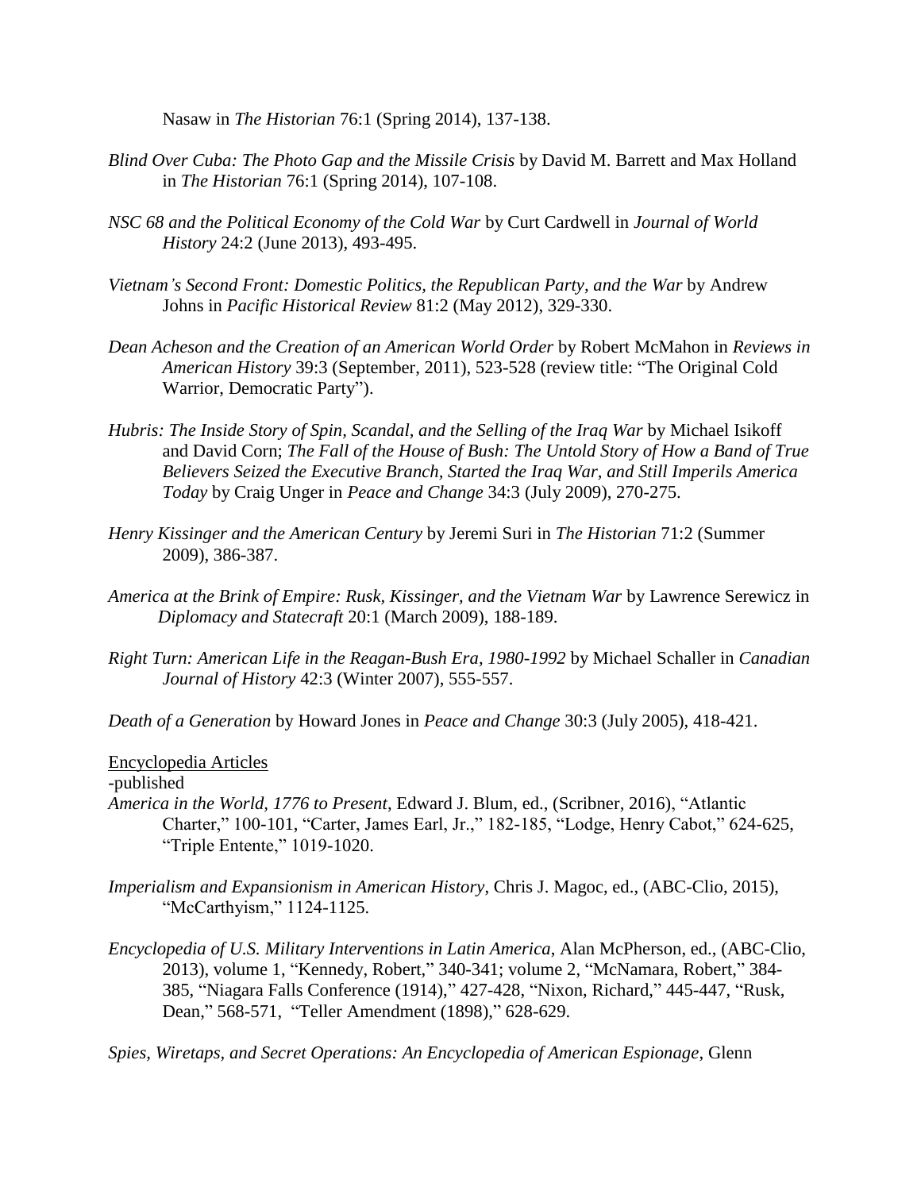Nasaw in *The Historian* 76:1 (Spring 2014), 137-138.

*Blind Over Cuba: The Photo Gap and the Missile Crisis* by David M. Barrett and Max Holland in *The Historian* 76:1 (Spring 2014), 107-108.

*NSC 68 and the Political Economy of the Cold War* by Curt Cardwell in *Journal of World History* 24:2 (June 2013), 493-495.

*Vietnam's Second Front: Domestic Politics, the Republican Party, and the War* by Andrew Johns in *Pacific Historical Review* 81:2 (May 2012), 329-330.

*Dean Acheson and the Creation of an American World Order* by Robert McMahon in *Reviews in American History* 39:3 (September, 2011), 523-528 (review title: "The Original Cold Warrior, Democratic Party").

*Hubris: The Inside Story of Spin, Scandal, and the Selling of the Iraq War* by Michael Isikoff and David Corn; *The Fall of the House of Bush: The Untold Story of How a Band of True Believers Seized the Executive Branch, Started the Iraq War, and Still Imperils America Today* by Craig Unger in *Peace and Change* 34:3 (July 2009), 270-275.

*Henry Kissinger and the American Century* by Jeremi Suri in *The Historian* 71:2 (Summer 2009), 386-387.

*America at the Brink of Empire: Rusk, Kissinger, and the Vietnam War* by Lawrence Serewicz in *Diplomacy and Statecraft* 20:1 (March 2009), 188-189.

*Right Turn: American Life in the Reagan-Bush Era, 1980-1992* by Michael Schaller in *Canadian Journal of History* 42:3 (Winter 2007), 555-557.

*Death of a Generation* by Howard Jones in *Peace and Change* 30:3 (July 2005), 418-421.

<u>Encyclopedia Articles</u>

-published

*America in the World, 1776 to Present*, Edward J. Blum, ed., (Scribner, 2016), "Atlantic Charter," 100-101, "Carter, James Earl, Jr.," 182-185, "Lodge, Henry Cabot," 624-625, "Triple Entente," 1019-1020.

*Imperialism and Expansionism in American History*, Chris J. Magoc, ed., (ABC-Clio, 2015), "McCarthyism," 1124-1125.

*Encyclopedia of U.S. Military Interventions in Latin America*, Alan McPherson, ed., (ABC-Clio, 2013), volume 1, "Kennedy, Robert," 340-341; volume 2, "McNamara, Robert," 384-385, "Niagara Falls Conference (1914)," 427-428, "Nixon, Richard," 445-447, "Rusk, Dean," 568-571, "Teller Amendment (1898)," 628-629.

*Spies, Wiretaps, and Secret Operations: An Encyclopedia of American Espionage*, Glenn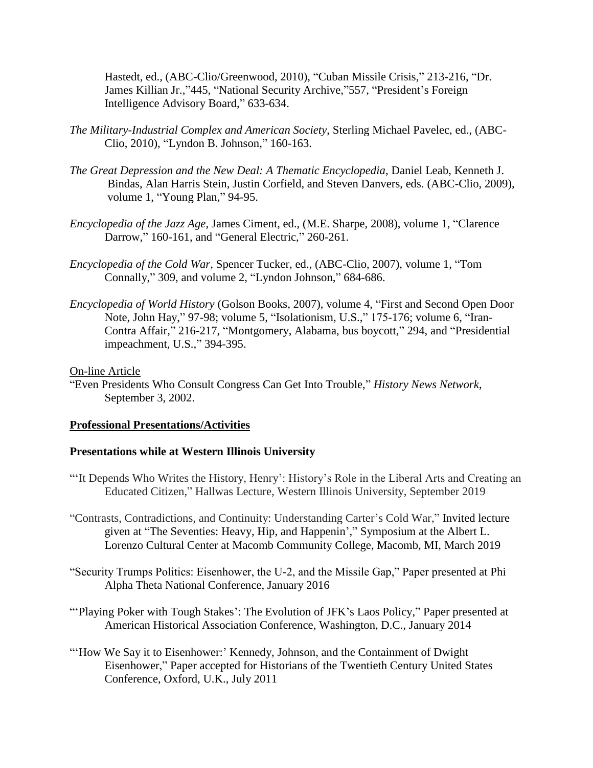Hastedt, ed., (ABC-Clio/Greenwood, 2010), "Cuban Missile Crisis," 213-216, "Dr. James Killian Jr.,"445, "National Security Archive,"557, "President's Foreign Intelligence Advisory Board," 633-634.

*The Military-Industrial Complex and American Society*, Sterling Michael Pavelec, ed., (ABC-Clio, 2010), "Lyndon B. Johnson," 160-163.

*The Great Depression and the New Deal: A Thematic Encyclopedia*, Daniel Leab, Kenneth J. Bindas, Alan Harris Stein, Justin Corfield, and Steven Danvers, eds. (ABC-Clio, 2009), volume 1, "Young Plan," 94-95.

*Encyclopedia of the Jazz Age*, James Ciment, ed., (M.E. Sharpe, 2008), volume 1, "Clarence Darrow," 160-161, and "General Electric," 260-261.

*Encyclopedia of the Cold War*, Spencer Tucker, ed., (ABC-Clio, 2007), volume 1, "Tom Connally," 309, and volume 2, "Lyndon Johnson," 684-686.

*Encyclopedia of World History* (Golson Books, 2007), volume 4, "First and Second Open Door Note, John Hay," 97-98; volume 5, "Isolationism, U.S.," 175-176; volume 6, "Iran-Contra Affair," 216-217, "Montgomery, Alabama, bus boycott," 294, and "Presidential impeachment, U.S.," 394-395.

<u>On-line Article</u>

"Even Presidents Who Consult Congress Can Get Into Trouble," *History News Network*, September 3, 2002.

## Professional Presentations/Activities

### Presentations while at Western Illinois University

"'It Depends Who Writes the History, Henry': History's Role in the Liberal Arts and Creating an Educated Citizen," Hallwas Lecture, Western Illinois University, September 2019

"Contrasts, Contradictions, and Continuity: Understanding Carter's Cold War," Invited lecture given at "The Seventies: Heavy, Hip, and Happenin'," Symposium at the Albert L. Lorenzo Cultural Center at Macomb Community College, Macomb, MI, March 2019

"Security Trumps Politics: Eisenhower, the U-2, and the Missile Gap," Paper presented at Phi Alpha Theta National Conference, January 2016

"'Playing Poker with Tough Stakes': The Evolution of JFK's Laos Policy," Paper presented at American Historical Association Conference, Washington, D.C., January 2014

"'How We Say it to Eisenhower:' Kennedy, Johnson, and the Containment of Dwight Eisenhower," Paper accepted for Historians of the Twentieth Century United States Conference, Oxford, U.K., July 2011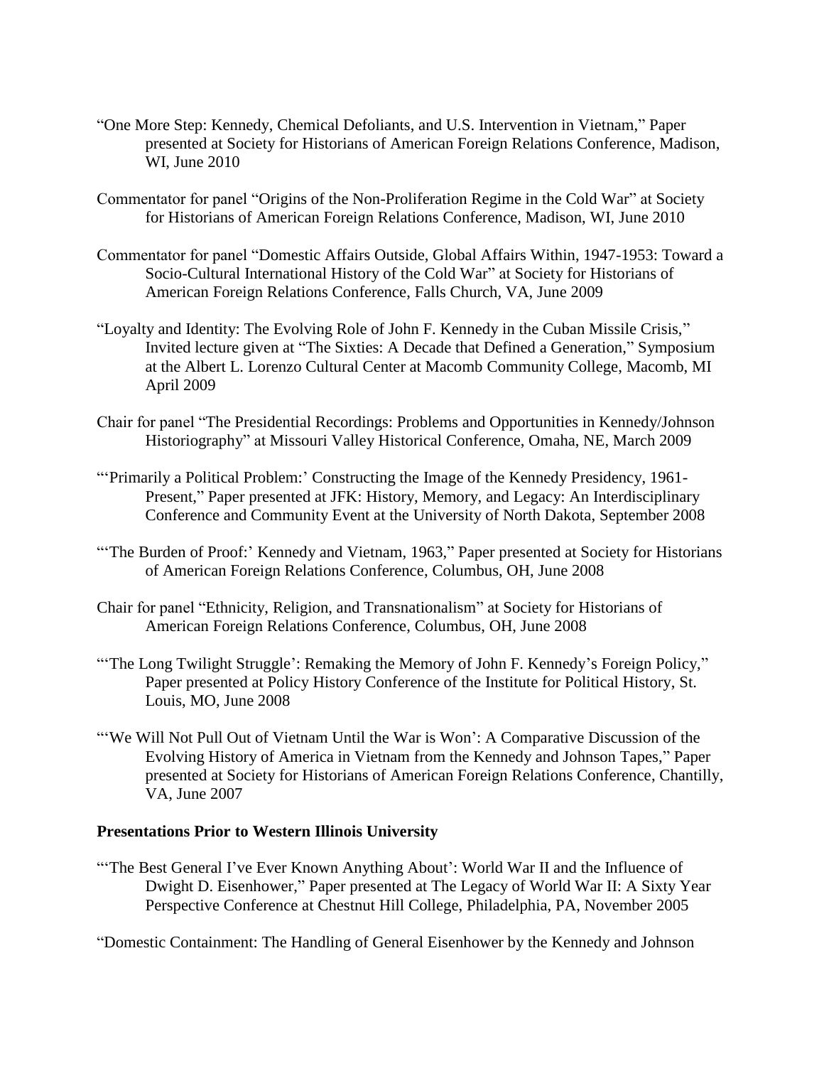"One More Step: Kennedy, Chemical Defoliants, and U.S. Intervention in Vietnam," Paper presented at Society for Historians of American Foreign Relations Conference, Madison, WI, June 2010

Commentator for panel "Origins of the Non-Proliferation Regime in the Cold War" at Society for Historians of American Foreign Relations Conference, Madison, WI, June 2010

Commentator for panel "Domestic Affairs Outside, Global Affairs Within, 1947-1953: Toward a Socio-Cultural International History of the Cold War" at Society for Historians of American Foreign Relations Conference, Falls Church, VA, June 2009

"Loyalty and Identity: The Evolving Role of John F. Kennedy in the Cuban Missile Crisis," Invited lecture given at "The Sixties: A Decade that Defined a Generation," Symposium at the Albert L. Lorenzo Cultural Center at Macomb Community College, Macomb, MI April 2009

Chair for panel "The Presidential Recordings: Problems and Opportunities in Kennedy/Johnson Historiography" at Missouri Valley Historical Conference, Omaha, NE, March 2009

"'Primarily a Political Problem:' Constructing the Image of the Kennedy Presidency, 1961-Present," Paper presented at JFK: History, Memory, and Legacy: An Interdisciplinary Conference and Community Event at the University of North Dakota, September 2008

"'The Burden of Proof:' Kennedy and Vietnam, 1963," Paper presented at Society for Historians of American Foreign Relations Conference, Columbus, OH, June 2008

Chair for panel "Ethnicity, Religion, and Transnationalism" at Society for Historians of American Foreign Relations Conference, Columbus, OH, June 2008

"'The Long Twilight Struggle': Remaking the Memory of John F. Kennedy's Foreign Policy," Paper presented at Policy History Conference of the Institute for Political History, St. Louis, MO, June 2008

"'We Will Not Pull Out of Vietnam Until the War is Won': A Comparative Discussion of the Evolving History of America in Vietnam from the Kennedy and Johnson Tapes," Paper presented at Society for Historians of American Foreign Relations Conference, Chantilly, VA, June 2007

**Presentations Prior to Western Illinois University**

"'The Best General I've Ever Known Anything About': World War II and the Influence of Dwight D. Eisenhower," Paper presented at The Legacy of World War II: A Sixty Year Perspective Conference at Chestnut Hill College, Philadelphia, PA, November 2005

"Domestic Containment: The Handling of General Eisenhower by the Kennedy and Johnson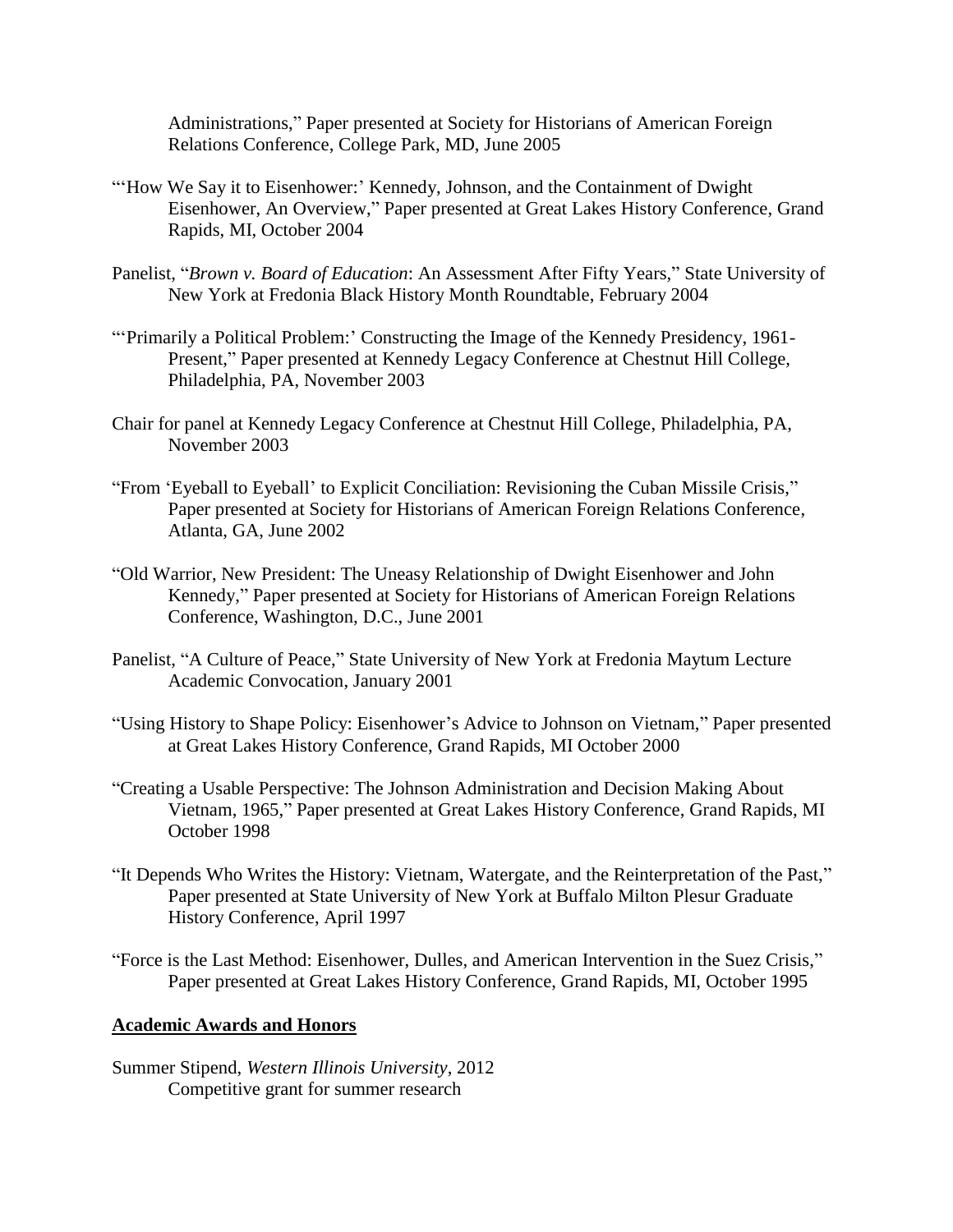Administrations," Paper presented at Society for Historians of American Foreign Relations Conference, College Park, MD, June 2005

"'How We Say it to Eisenhower:' Kennedy, Johnson, and the Containment of Dwight Eisenhower, An Overview," Paper presented at Great Lakes History Conference, Grand Rapids, MI, October 2004

Panelist, "*Brown v. Board of Education*: An Assessment After Fifty Years," State University of New York at Fredonia Black History Month Roundtable, February 2004

"'Primarily a Political Problem:' Constructing the Image of the Kennedy Presidency, 1961-Present," Paper presented at Kennedy Legacy Conference at Chestnut Hill College, Philadelphia, PA, November 2003

Chair for panel at Kennedy Legacy Conference at Chestnut Hill College, Philadelphia, PA, November 2003

"From 'Eyeball to Eyeball' to Explicit Conciliation: Revisioning the Cuban Missile Crisis," Paper presented at Society for Historians of American Foreign Relations Conference, Atlanta, GA, June 2002

"Old Warrior, New President: The Uneasy Relationship of Dwight Eisenhower and John Kennedy," Paper presented at Society for Historians of American Foreign Relations Conference, Washington, D.C., June 2001

Panelist, "A Culture of Peace," State University of New York at Fredonia Maytum Lecture Academic Convocation, January 2001

"Using History to Shape Policy: Eisenhower's Advice to Johnson on Vietnam," Paper presented at Great Lakes History Conference, Grand Rapids, MI October 2000

"Creating a Usable Perspective: The Johnson Administration and Decision Making About Vietnam, 1965," Paper presented at Great Lakes History Conference, Grand Rapids, MI October 1998

"It Depends Who Writes the History: Vietnam, Watergate, and the Reinterpretation of the Past," Paper presented at State University of New York at Buffalo Milton Plesur Graduate History Conference, April 1997

"Force is the Last Method: Eisenhower, Dulles, and American Intervention in the Suez Crisis," Paper presented at Great Lakes History Conference, Grand Rapids, MI, October 1995

## Academic Awards and Honors

Summer Stipend, *Western Illinois University*, 2012
Competitive grant for summer research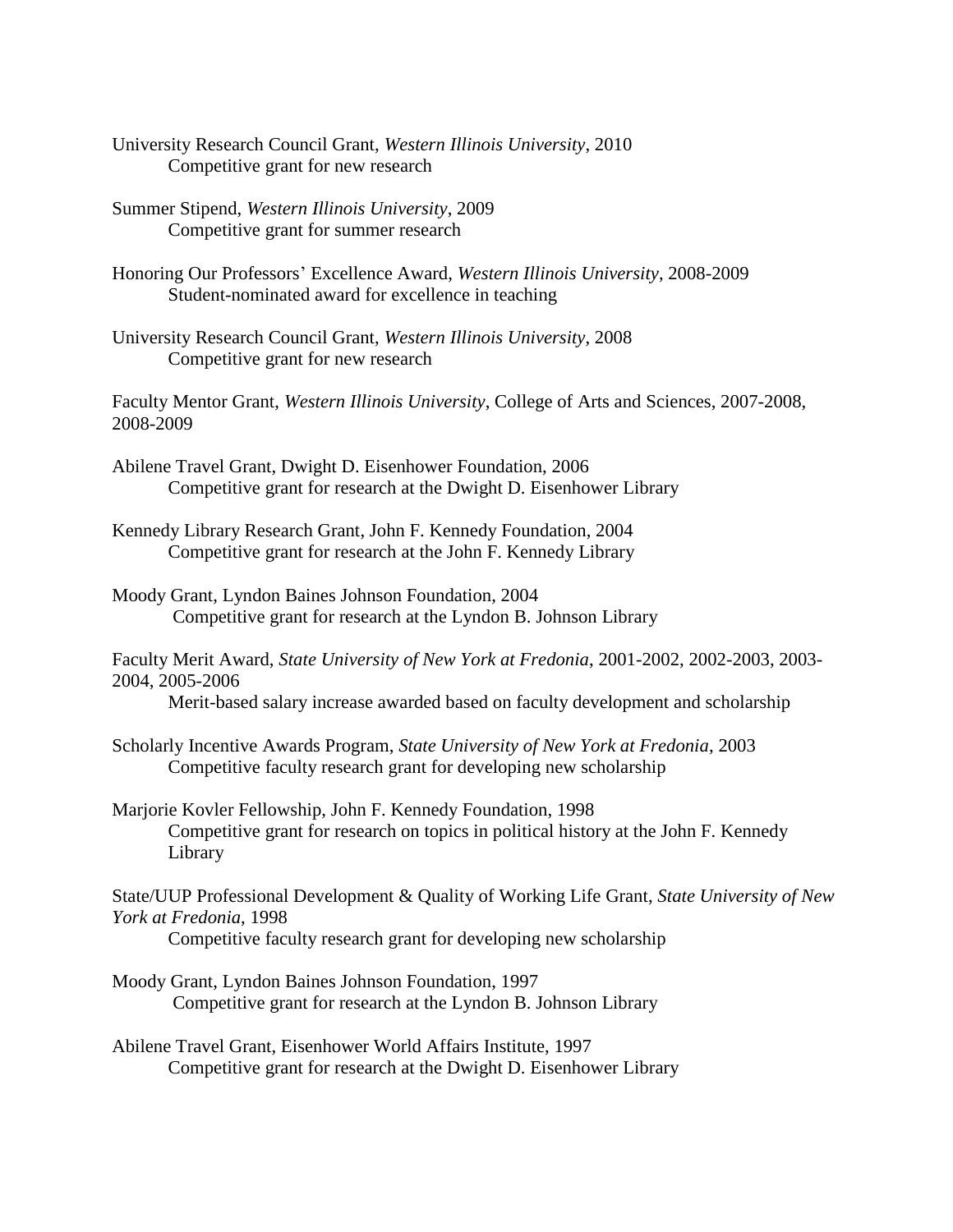University Research Council Grant, *Western Illinois University*, 2010
Competitive grant for new research

Summer Stipend, *Western Illinois University*, 2009
Competitive grant for summer research

Honoring Our Professors' Excellence Award, *Western Illinois University*, 2008-2009
Student-nominated award for excellence in teaching

University Research Council Grant, *Western Illinois University*, 2008
Competitive grant for new research

Faculty Mentor Grant, *Western Illinois University*, College of Arts and Sciences, 2007-2008, 2008-2009

Abilene Travel Grant, Dwight D. Eisenhower Foundation, 2006
Competitive grant for research at the Dwight D. Eisenhower Library

Kennedy Library Research Grant, John F. Kennedy Foundation, 2004
Competitive grant for research at the John F. Kennedy Library

Moody Grant, Lyndon Baines Johnson Foundation, 2004
Competitive grant for research at the Lyndon B. Johnson Library

Faculty Merit Award, *State University of New York at Fredonia*, 2001-2002, 2002-2003, 2003-2004, 2005-2006
Merit-based salary increase awarded based on faculty development and scholarship

Scholarly Incentive Awards Program, *State University of New York at Fredonia*, 2003
Competitive faculty research grant for developing new scholarship

Marjorie Kovler Fellowship, John F. Kennedy Foundation, 1998
Competitive grant for research on topics in political history at the John F. Kennedy Library

State/UUP Professional Development & Quality of Working Life Grant, *State University of New York at Fredonia*, 1998
Competitive faculty research grant for developing new scholarship

Moody Grant, Lyndon Baines Johnson Foundation, 1997
Competitive grant for research at the Lyndon B. Johnson Library

Abilene Travel Grant, Eisenhower World Affairs Institute, 1997
Competitive grant for research at the Dwight D. Eisenhower Library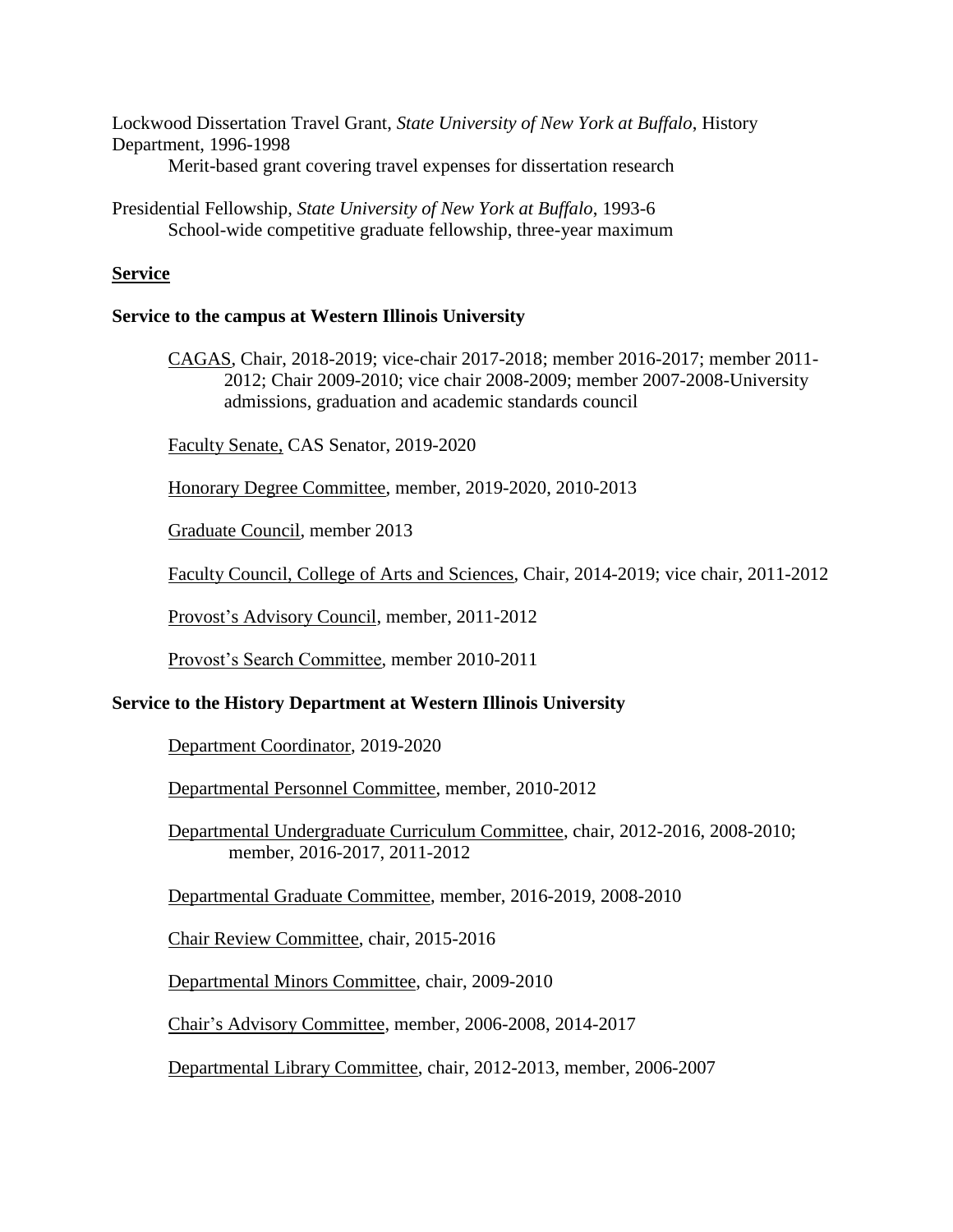Lockwood Dissertation Travel Grant, *State University of New York at Buffalo*, History Department, 1996-1998

Merit-based grant covering travel expenses for dissertation research

Presidential Fellowship, *State University of New York at Buffalo*, 1993-6

School-wide competitive graduate fellowship, three-year maximum

## Service

### Service to the campus at Western Illinois University

CAGAS, Chair, 2018-2019; vice-chair 2017-2018; member 2016-2017; member 2011-2012; Chair 2009-2010; vice chair 2008-2009; member 2007-2008-University admissions, graduation and academic standards council

Faculty Senate, CAS Senator, 2019-2020

Honorary Degree Committee, member, 2019-2020, 2010-2013

Graduate Council, member 2013

Faculty Council, College of Arts and Sciences, Chair, 2014-2019; vice chair, 2011-2012

Provost's Advisory Council, member, 2011-2012

Provost's Search Committee, member 2010-2011

### Service to the History Department at Western Illinois University

Department Coordinator, 2019-2020

Departmental Personnel Committee, member, 2010-2012

Departmental Undergraduate Curriculum Committee, chair, 2012-2016, 2008-2010; member, 2016-2017, 2011-2012

Departmental Graduate Committee, member, 2016-2019, 2008-2010

Chair Review Committee, chair, 2015-2016

Departmental Minors Committee, chair, 2009-2010

Chair's Advisory Committee, member, 2006-2008, 2014-2017

Departmental Library Committee, chair, 2012-2013, member, 2006-2007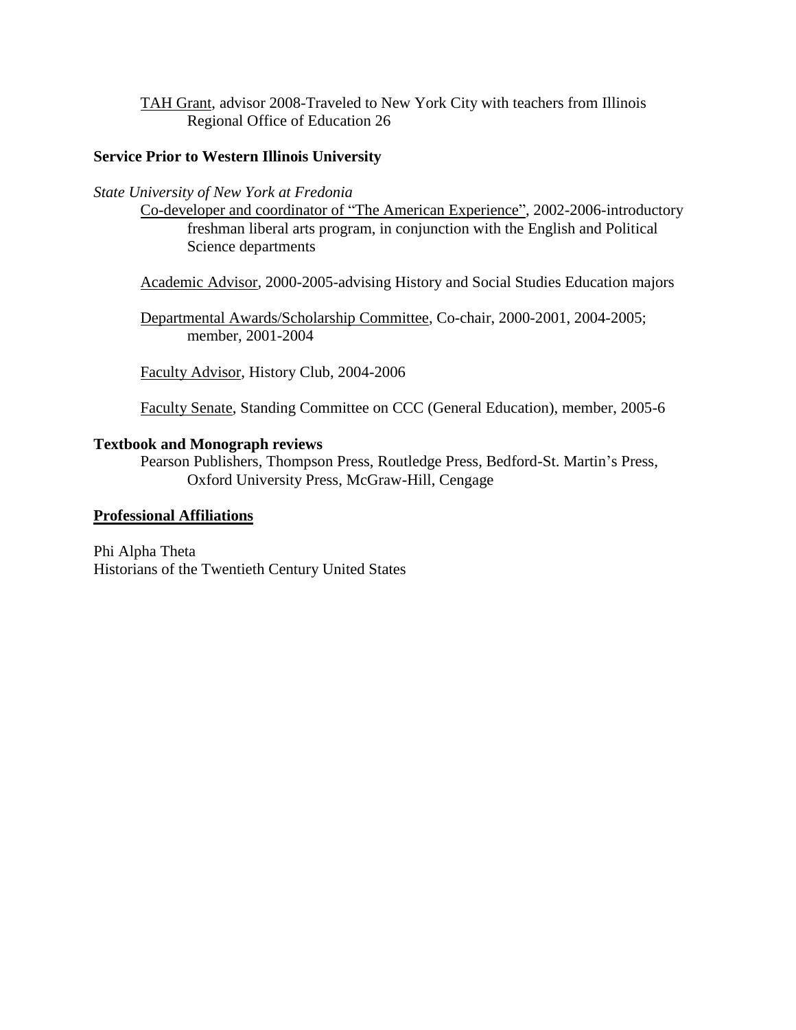<u>TAH Grant</u>, advisor 2008-Traveled to New York City with teachers from Illinois Regional Office of Education 26

**Service Prior to Western Illinois University**

*State University of New York at Fredonia*

<u>Co-developer and coordinator of "The American Experience"</u>, 2002-2006-introductory freshman liberal arts program, in conjunction with the English and Political Science departments

<u>Academic Advisor</u>, 2000-2005-advising History and Social Studies Education majors

<u>Departmental Awards/Scholarship Committee</u>, Co-chair, 2000-2001, 2004-2005; member, 2001-2004

<u>Faculty Advisor</u>, History Club, 2004-2006

<u>Faculty Senate</u>, Standing Committee on CCC (General Education), member, 2005-6

**Textbook and Monograph reviews**

Pearson Publishers, Thompson Press, Routledge Press, Bedford-St. Martin's Press, Oxford University Press, McGraw-Hill, Cengage

## **<u>Professional Affiliations</u>**

Phi Alpha Theta
Historians of the Twentieth Century United States